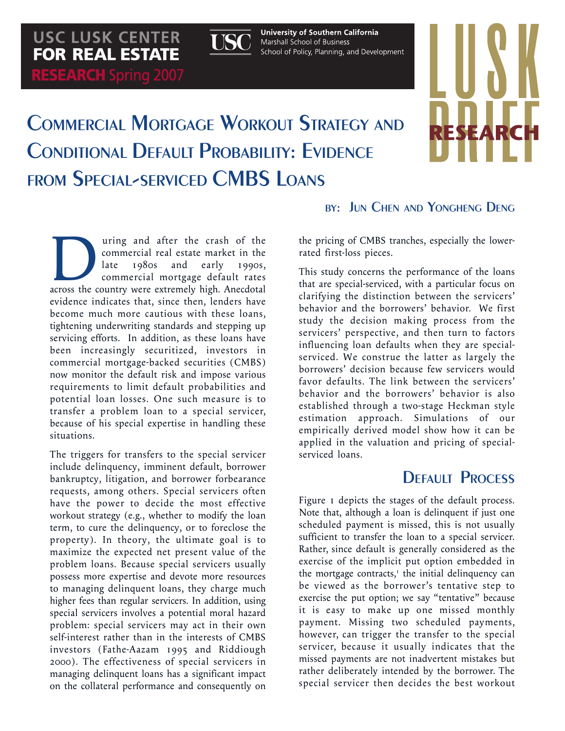USC LUSK CENTER FOR REAL ESTATE

RESEARCH Spring 2007

University of Southern California
Marshall School of Business
School of Policy, Planning, and Development

LUSK RESEARCH BRIEF

# Commercial Mortgage Workout Strategy and Conditional Default Probability: Evidence from Special-serviced CMBS Loans

BY: Jun Chen and Yongheng Deng

During and after the crash of the commercial real estate market in the late 1980s and early 1990s, commercial mortgage default rates across the country were extremely high. Anecdotal evidence indicates that, since then, lenders have become much more cautious with these loans, tightening underwriting standards and stepping up servicing efforts. In addition, as these loans have been increasingly securitized, investors in commercial mortgage-backed securities (CMBS) now monitor the default risk and impose various requirements to limit default probabilities and potential loan losses. One such measure is to transfer a problem loan to a special servicer, because of his special expertise in handling these situations.

The triggers for transfers to the special servicer include delinquency, imminent default, borrower bankruptcy, litigation, and borrower forbearance requests, among others. Special servicers often have the power to decide the most effective workout strategy (e.g., whether to modify the loan term, to cure the delinquency, or to foreclose the property). In theory, the ultimate goal is to maximize the expected net present value of the problem loans. Because special servicers usually possess more expertise and devote more resources to managing delinquent loans, they charge much higher fees than regular servicers. In addition, using special servicers involves a potential moral hazard problem: special servicers may act in their own self-interest rather than in the interests of CMBS investors (Fathe-Aazam 1995 and Riddiough 2000). The effectiveness of special servicers in managing delinquent loans has a significant impact on the collateral performance and consequently on the pricing of CMBS tranches, especially the lower-rated first-loss pieces.

This study concerns the performance of the loans that are special-serviced, with a particular focus on clarifying the distinction between the servicers' behavior and the borrowers' behavior. We first study the decision making process from the servicers' perspective, and then turn to factors influencing loan defaults when they are special-serviced. We construe the latter as largely the borrowers' decision because few servicers would favor defaults. The link between the servicers' behavior and the borrowers' behavior is also established through a two-stage Heckman style estimation approach. Simulations of our empirically derived model show how it can be applied in the valuation and pricing of special-serviced loans.

## Default Process

Figure 1 depicts the stages of the default process. Note that, although a loan is delinquent if just one scheduled payment is missed, this is not usually sufficient to transfer the loan to a special servicer. Rather, since default is generally considered as the exercise of the implicit put option embedded in the mortgage contracts,[1] the initial delinquency can be viewed as the borrower's tentative step to exercise the put option; we say "tentative" because it is easy to make up one missed monthly payment. Missing two scheduled payments, however, can trigger the transfer to the special servicer, because it usually indicates that the missed payments are not inadvertent mistakes but rather deliberately intended by the borrower. The special servicer then decides the best workout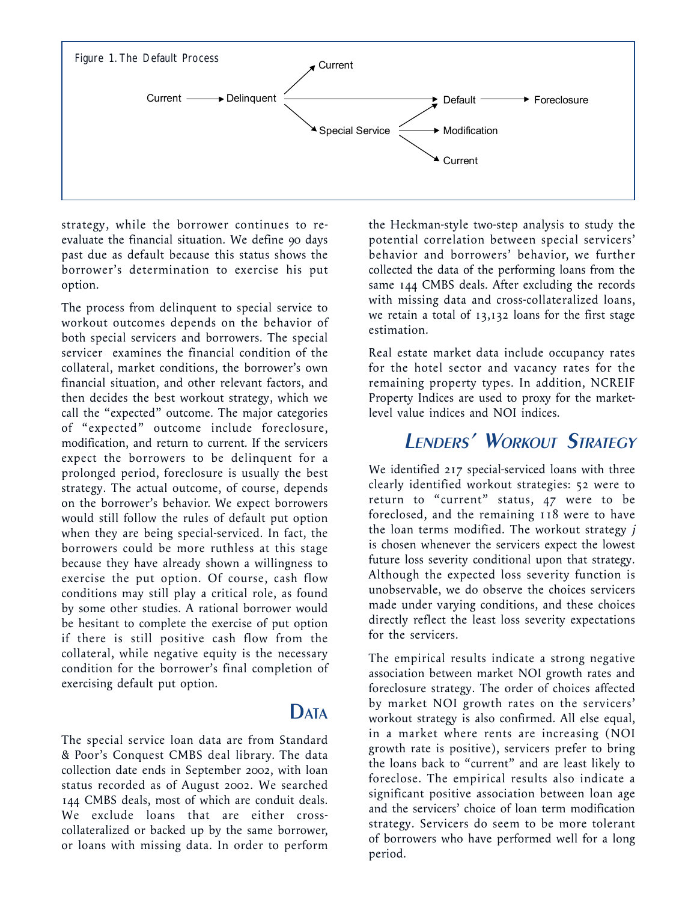Figure 1. The Default Process

Current → Delinquent → Current

Delinquent → Default → Foreclosure

Delinquent → Special Service → Default / Modification / Current

strategy, while the borrower continues to re-evaluate the financial situation. We define 90 days past due as default because this status shows the borrower's determination to exercise his put option.

The process from delinquent to special service to workout outcomes depends on the behavior of both special servicers and borrowers. The special servicer examines the financial condition of the collateral, market conditions, the borrower's own financial situation, and other relevant factors, and then decides the best workout strategy, which we call the "expected" outcome. The major categories of "expected" outcome include foreclosure, modification, and return to current. If the servicers expect the borrowers to be delinquent for a prolonged period, foreclosure is usually the best strategy. The actual outcome, of course, depends on the borrower's behavior. We expect borrowers would still follow the rules of default put option when they are being special-serviced. In fact, the borrowers could be more ruthless at this stage because they have already shown a willingness to exercise the put option. Of course, cash flow conditions may still play a critical role, as found by some other studies. A rational borrower would be hesitant to complete the exercise of put option if there is still positive cash flow from the collateral, while negative equity is the necessary condition for the borrower's final completion of exercising default put option.

## Data

The special service loan data are from Standard & Poor's Conquest CMBS deal library. The data collection date ends in September 2002, with loan status recorded as of August 2002. We searched 144 CMBS deals, most of which are conduit deals. We exclude loans that are either cross-collateralized or backed up by the same borrower, or loans with missing data. In order to perform the Heckman-style two-step analysis to study the potential correlation between special servicers' behavior and borrowers' behavior, we further collected the data of the performing loans from the same 144 CMBS deals. After excluding the records with missing data and cross-collateralized loans, we retain a total of 13,132 loans for the first stage estimation.

Real estate market data include occupancy rates for the hotel sector and vacancy rates for the remaining property types. In addition, NCREIF Property Indices are used to proxy for the market-level value indices and NOI indices.

## Lenders' Workout Strategy

We identified 217 special-serviced loans with three clearly identified workout strategies: 52 were to return to "current" status, 47 were to be foreclosed, and the remaining 118 were to have the loan terms modified. The workout strategy $j$ is chosen whenever the servicers expect the lowest future loss severity conditional upon that strategy. Although the expected loss severity function is unobservable, we do observe the choices servicers made under varying conditions, and these choices directly reflect the least loss severity expectations for the servicers.

The empirical results indicate a strong negative association between market NOI growth rates and foreclosure strategy. The order of choices affected by market NOI growth rates on the servicers' workout strategy is also confirmed. All else equal, in a market where rents are increasing (NOI growth rate is positive), servicers prefer to bring the loans back to "current" and are least likely to foreclose. The empirical results also indicate a significant positive association between loan age and the servicers' choice of loan term modification strategy. Servicers do seem to be more tolerant of borrowers who have performed well for a long period.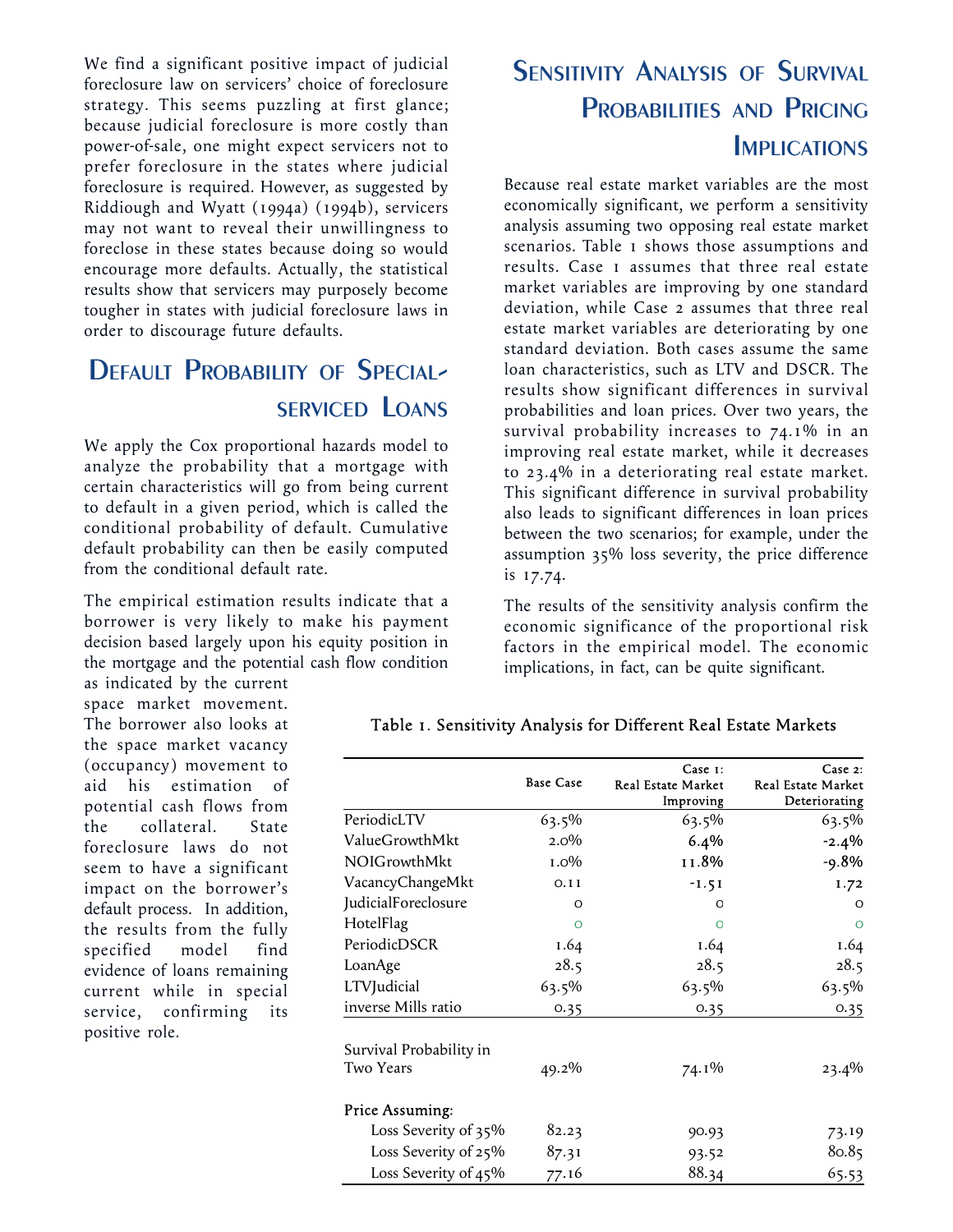We find a significant positive impact of judicial foreclosure law on servicers' choice of foreclosure strategy. This seems puzzling at first glance; because judicial foreclosure is more costly than power-of-sale, one might expect servicers not to prefer foreclosure in the states where judicial foreclosure is required. However, as suggested by Riddiough and Wyatt (1994a) (1994b), servicers may not want to reveal their unwillingness to foreclose in these states because doing so would encourage more defaults. Actually, the statistical results show that servicers may purposely become tougher in states with judicial foreclosure laws in order to discourage future defaults.

## Default Probability of Special-serviced Loans

We apply the Cox proportional hazards model to analyze the probability that a mortgage with certain characteristics will go from being current to default in a given period, which is called the conditional probability of default. Cumulative default probability can then be easily computed from the conditional default rate.

The empirical estimation results indicate that a borrower is very likely to make his payment decision based largely upon his equity position in the mortgage and the potential cash flow condition as indicated by the current space market movement. The borrower also looks at the space market vacancy (occupancy) movement to aid his estimation of potential cash flows from the collateral. State foreclosure laws do not seem to have a significant impact on the borrower's default process. In addition, the results from the fully specified model find evidence of loans remaining current while in special service, confirming its positive role.

## Sensitivity Analysis of Survival Probabilities and Pricing Implications

Because real estate market variables are the most economically significant, we perform a sensitivity analysis assuming two opposing real estate market scenarios. Table 1 shows those assumptions and results. Case 1 assumes that three real estate market variables are improving by one standard deviation, while Case 2 assumes that three real estate market variables are deteriorating by one standard deviation. Both cases assume the same loan characteristics, such as LTV and DSCR. The results show significant differences in survival probabilities and loan prices. Over two years, the survival probability increases to 74.1% in an improving real estate market, while it decreases to 23.4% in a deteriorating real estate market. This significant difference in survival probability also leads to significant differences in loan prices between the two scenarios; for example, under the assumption 35% loss severity, the price difference is 17.74.

The results of the sensitivity analysis confirm the economic significance of the proportional risk factors in the empirical model. The economic implications, in fact, can be quite significant.

Table 1. Sensitivity Analysis for Different Real Estate Markets

| | Base Case | Case 1: Real Estate Market Improving | Case 2: Real Estate Market Deteriorating |
|---|---|---|---|
| PeriodicLTV | 63.5% | 63.5% | 63.5% |
| ValueGrowthMkt | 2.0% | 6.4% | -2.4% |
| NOIGrowthMkt | 1.0% | 11.8% | -9.8% |
| VacancyChangeMkt | 0.11 | -1.51 | 1.72 |
| JudicialForeclosure | 0 | 0 | 0 |
| HotelFlag | 0 | 0 | 0 |
| PeriodicDSCR | 1.64 | 1.64 | 1.64 |
| LoanAge | 28.5 | 28.5 | 28.5 |
| LTVJudicial | 63.5% | 63.5% | 63.5% |
| inverse Mills ratio | 0.35 | 0.35 | 0.35 |
| Survival Probability in Two Years | 49.2% | 74.1% | 23.4% |
| **Price Assuming:** | | | |
| Loss Severity of 35% | 82.23 | 90.93 | 73.19 |
| Loss Severity of 25% | 87.31 | 93.52 | 80.85 |
| Loss Severity of 45% | 77.16 | 88.34 | 65.53 |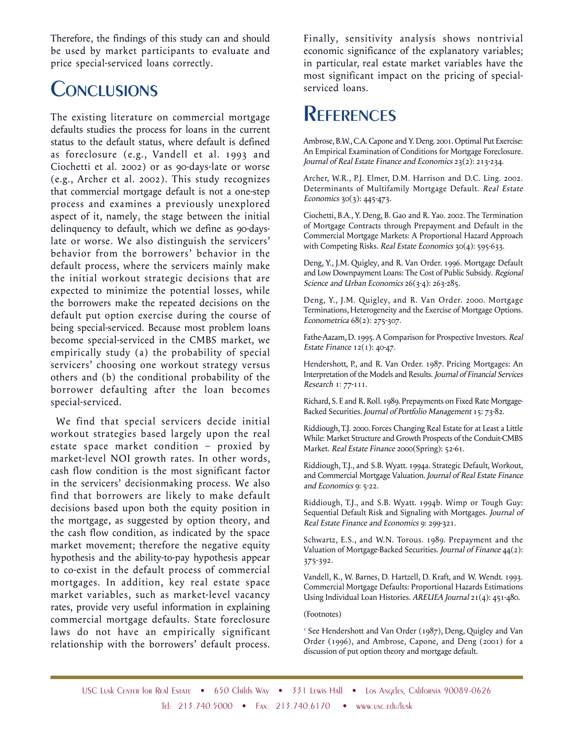Therefore, the findings of this study can and should be used by market participants to evaluate and price special-serviced loans correctly.

# Conclusions

The existing literature on commercial mortgage defaults studies the process for loans in the current status to the default status, where default is defined as foreclosure (e.g., Vandell et al. 1993 and Ciochetti et al. 2002) or as 90-days-late or worse (e.g., Archer et al. 2002). This study recognizes that commercial mortgage default is not a one-step process and examines a previously unexplored aspect of it, namely, the stage between the initial delinquency to default, which we define as 90-days-late or worse. We also distinguish the servicers' behavior from the borrowers' behavior in the default process, where the servicers mainly make the initial workout strategic decisions that are expected to minimize the potential losses, while the borrowers make the repeated decisions on the default put option exercise during the course of being special-serviced. Because most problem loans become special-serviced in the CMBS market, we empirically study (a) the probability of special servicers' choosing one workout strategy versus others and (b) the conditional probability of the borrower defaulting after the loan becomes special-serviced.

We find that special servicers decide initial workout strategies based largely upon the real estate space market condition – proxied by market-level NOI growth rates. In other words, cash flow condition is the most significant factor in the servicers' decisionmaking process. We also find that borrowers are likely to make default decisions based upon both the equity position in the mortgage, as suggested by option theory, and the cash flow condition, as indicated by the space market movement; therefore the negative equity hypothesis and the ability-to-pay hypothesis appear to co-exist in the default process of commercial mortgages. In addition, key real estate space market variables, such as market-level vacancy rates, provide very useful information in explaining commercial mortgage defaults. State foreclosure laws do not have an empirically significant relationship with the borrowers' default process.

Finally, sensitivity analysis shows nontrivial economic significance of the explanatory variables; in particular, real estate market variables have the most significant impact on the pricing of special-serviced loans.

# References

Ambrose, B.W., C.A. Capone and Y. Deng. 2001. Optimal Put Exercise: An Empirical Examination of Conditions for Mortgage Foreclosure. *Journal of Real Estate Finance and Economics* 23(2): 213-234.

Archer, W.R., P.J. Elmer, D.M. Harrison and D.C. Ling. 2002. Determinants of Multifamily Mortgage Default. *Real Estate Economics* 30(3): 445-473.

Ciochetti, B.A., Y. Deng, B. Gao and R. Yao. 2002. The Termination of Mortgage Contracts through Prepayment and Default in the Commercial Mortgage Markets: A Proportional Hazard Approach with Competing Risks. *Real Estate Economics* 30(4): 595-633.

Deng, Y., J.M. Quigley, and R. Van Order. 1996. Mortgage Default and Low Downpayment Loans: The Cost of Public Subsidy. *Regional Science and Urban Economics* 26(3-4): 263-285.

Deng, Y., J.M. Quigley, and R. Van Order. 2000. Mortgage Terminations, Heterogeneity and the Exercise of Mortgage Options. *Econometrica* 68(2): 275-307.

Fathe-Aazam, D. 1995. A Comparison for Prospective Investors. *Real Estate Finance* 12(1): 40-47.

Hendershott, P., and R. Van Order. 1987. Pricing Mortgages: An Interpretation of the Models and Results. *Journal of Financial Services Research* 1: 77-111.

Richard, S. F. and R. Roll. 1989. Prepayments on Fixed Rate Mortgage-Backed Securities. *Journal of Portfolio Management* 15: 73-82.

Riddiough, T.J. 2000. Forces Changing Real Estate for at Least a Little While: Market Structure and Growth Prospects of the Conduit-CMBS Market. *Real Estate Finance* 2000(Spring): 52-61.

Riddiough, T.J., and S.B. Wyatt. 1994a. Strategic Default, Workout, and Commercial Mortgage Valuation. *Journal of Real Estate Finance and Economics* 9: 5-22.

Riddiough, T.J., and S.B. Wyatt. 1994b. Wimp or Tough Guy: Sequential Default Risk and Signaling with Mortgages. *Journal of Real Estate Finance and Economics* 9: 299-321.

Schwartz, E.S., and W.N. Torous. 1989. Prepayment and the Valuation of Mortgage-Backed Securities. *Journal of Finance* 44(2): 375-392.

Vandell, K., W. Barnes, D. Hartzell, D. Kraft, and W. Wendt. 1993. Commercial Mortgage Defaults: Proportional Hazards Estimations Using Individual Loan Histories. *AREUEA Journal* 21(4): 451-480.

(Footnotes)

[1] See Hendershott and Van Order (1987), Deng, Quigley and Van Order (1996), and Ambrose, Capone, and Deng (2001) for a discussion of put option theory and mortgage default.

USC Lusk Center for Real Estate • 650 Childs Way • 331 Lewis Hall • Los Angeles, California 90089-0626
Tel: 213.740.5000 • Fax: 213.740.6170 • www.usc.edu/lusk